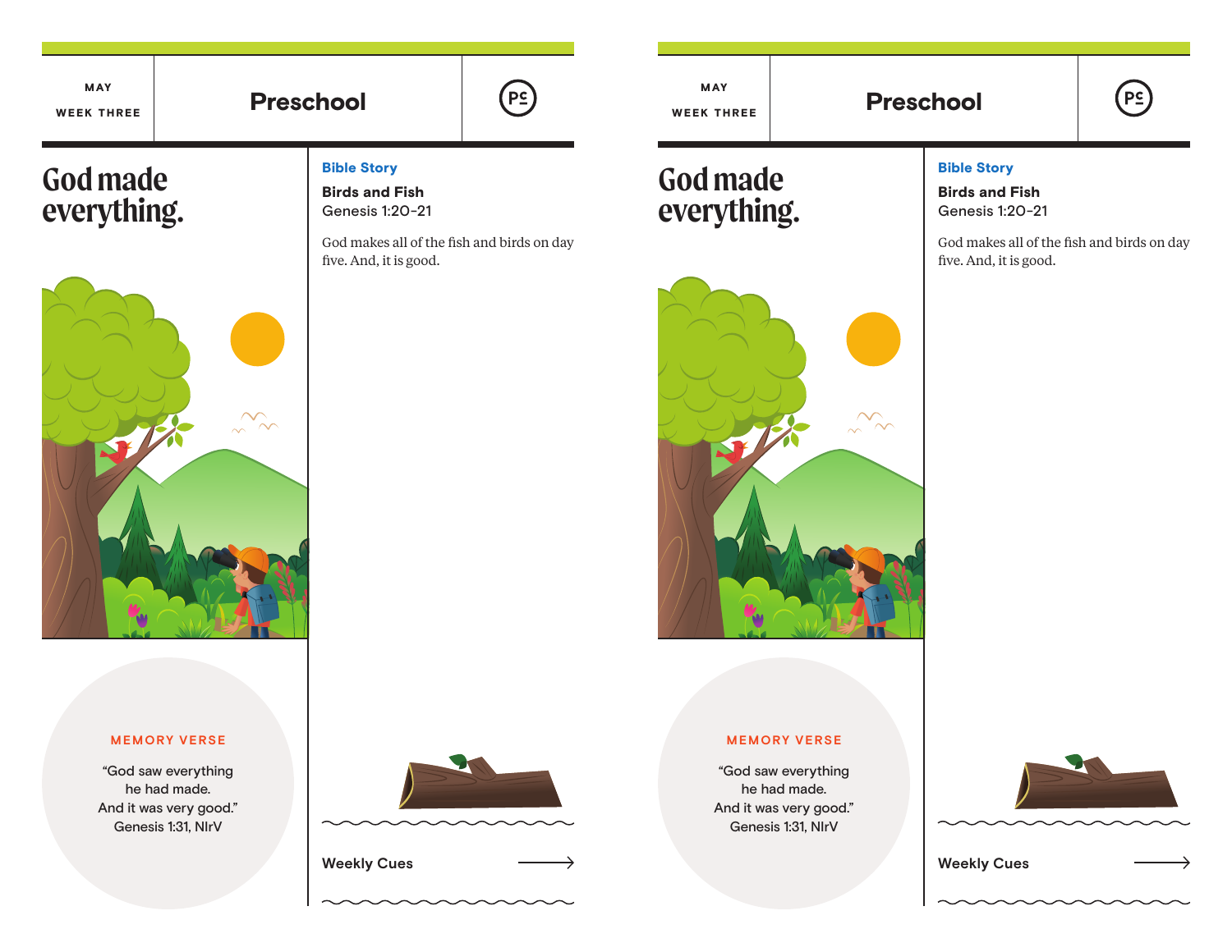MAY

WEEK THREE

# Preschool

## God made everything.

**Bible Story**

**Birds and Fish**
Genesis 1:20-21

God makes all of the fish and birds on day five. And, it is good.

MEMORY VERSE

"God saw everything
he had made.
And it was very good."
Genesis 1:31, NIrV

Weekly Cues →

MAY

WEEK THREE

# Preschool

## God made everything.

**Bible Story**

**Birds and Fish**
Genesis 1:20-21

God makes all of the fish and birds on day five. And, it is good.

MEMORY VERSE

"God saw everything
he had made.
And it was very good."
Genesis 1:31, NIrV

Weekly Cues →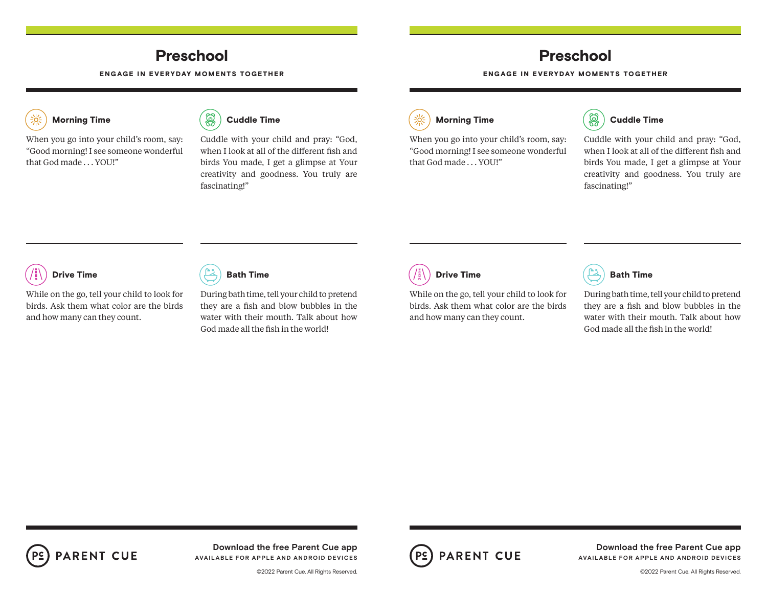# Preschool

**ENGAGE IN EVERYDAY MOMENTS TOGETHER**

### Morning Time

When you go into your child's room, say: "Good morning! I see someone wonderful that God made . . . YOU!"

### Cuddle Time

Cuddle with your child and pray: "God, when I look at all of the different fish and birds You made, I get a glimpse at Your creativity and goodness. You truly are fascinating!"

### Drive Time

While on the go, tell your child to look for birds. Ask them what color are the birds and how many can they count.

### Bath Time

During bath time, tell your child to pretend they are a fish and blow bubbles in the water with their mouth. Talk about how God made all the fish in the world!

PARENT CUE

**Download the free Parent Cue app**
AVAILABLE FOR APPLE AND ANDROID DEVICES

©2022 Parent Cue. All Rights Reserved.

# Preschool

**ENGAGE IN EVERYDAY MOMENTS TOGETHER**

### Morning Time

When you go into your child's room, say: "Good morning! I see someone wonderful that God made . . . YOU!"

### Cuddle Time

Cuddle with your child and pray: "God, when I look at all of the different fish and birds You made, I get a glimpse at Your creativity and goodness. You truly are fascinating!"

### Drive Time

While on the go, tell your child to look for birds. Ask them what color are the birds and how many can they count.

### Bath Time

During bath time, tell your child to pretend they are a fish and blow bubbles in the water with their mouth. Talk about how God made all the fish in the world!

PARENT CUE

**Download the free Parent Cue app**
AVAILABLE FOR APPLE AND ANDROID DEVICES

©2022 Parent Cue. All Rights Reserved.